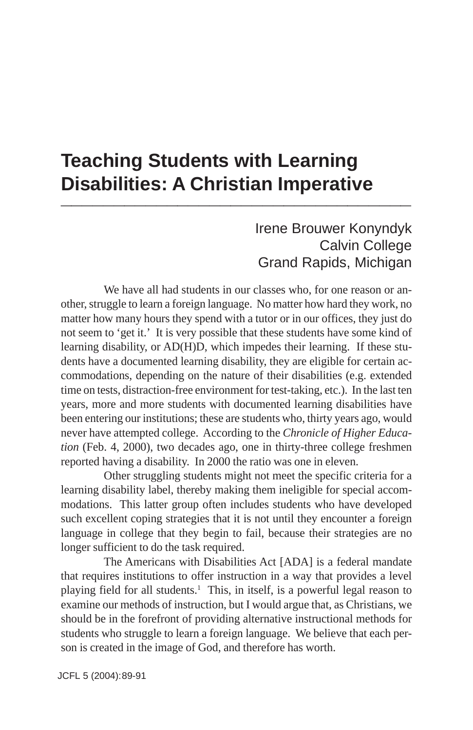# Teaching Students with Learning Disabilities: A Christian Imperative

Irene Brouwer Konyndyk
Calvin College
Grand Rapids, Michigan

We have all had students in our classes who, for one reason or another, struggle to learn a foreign language. No matter how hard they work, no matter how many hours they spend with a tutor or in our offices, they just do not seem to 'get it.' It is very possible that these students have some kind of learning disability, or AD(H)D, which impedes their learning. If these students have a documented learning disability, they are eligible for certain accommodations, depending on the nature of their disabilities (e.g. extended time on tests, distraction-free environment for test-taking, etc.). In the last ten years, more and more students with documented learning disabilities have been entering our institutions; these are students who, thirty years ago, would never have attempted college. According to the *Chronicle of Higher Education* (Feb. 4, 2000), two decades ago, one in thirty-three college freshmen reported having a disability. In 2000 the ratio was one in eleven.

Other struggling students might not meet the specific criteria for a learning disability label, thereby making them ineligible for special accommodations. This latter group often includes students who have developed such excellent coping strategies that it is not until they encounter a foreign language in college that they begin to fail, because their strategies are no longer sufficient to do the task required.

The Americans with Disabilities Act [ADA] is a federal mandate that requires institutions to offer instruction in a way that provides a level playing field for all students.[1] This, in itself, is a powerful legal reason to examine our methods of instruction, but I would argue that, as Christians, we should be in the forefront of providing alternative instructional methods for students who struggle to learn a foreign language. We believe that each person is created in the image of God, and therefore has worth.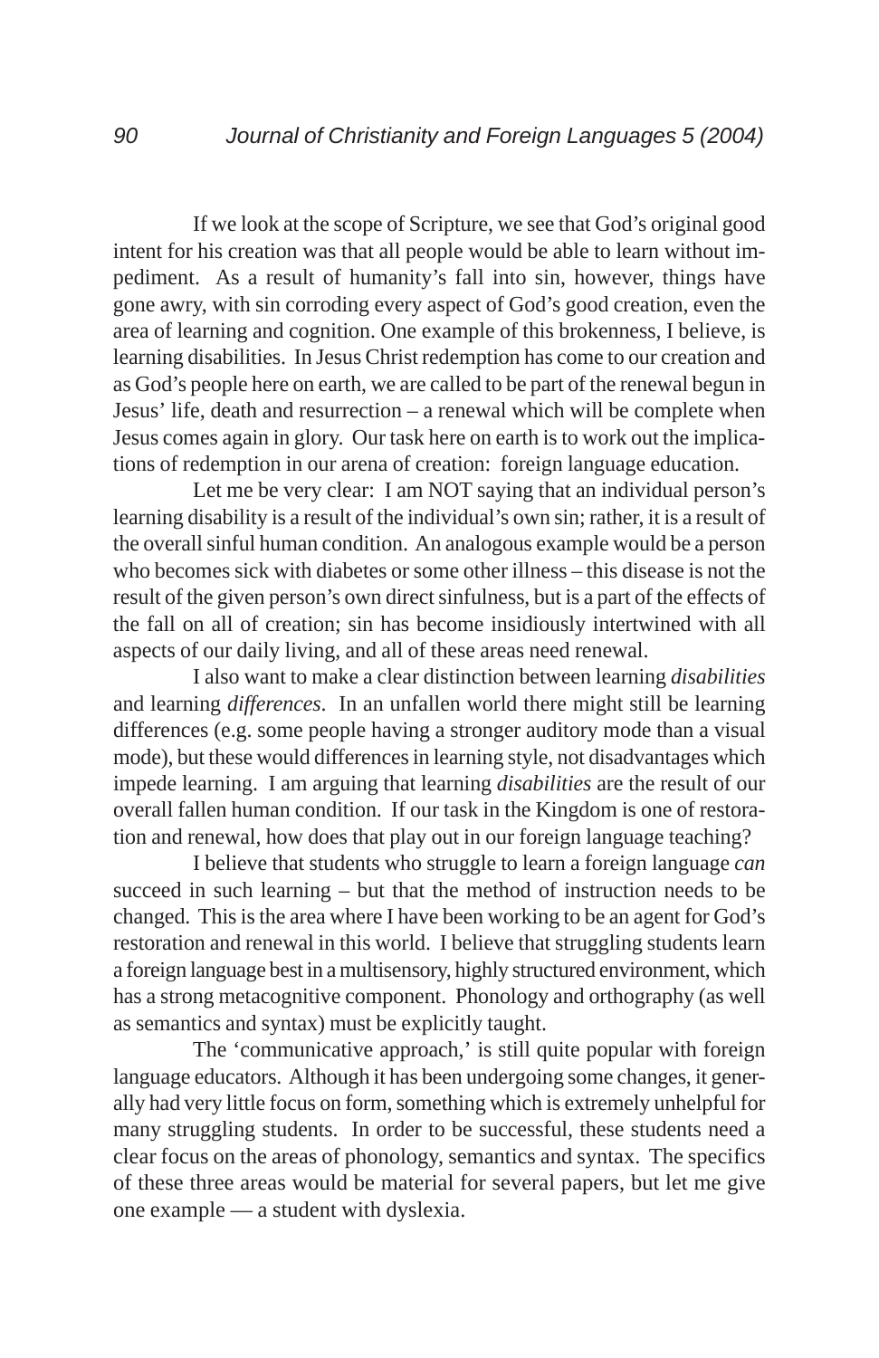If we look at the scope of Scripture, we see that God's original good intent for his creation was that all people would be able to learn without impediment. As a result of humanity's fall into sin, however, things have gone awry, with sin corroding every aspect of God's good creation, even the area of learning and cognition. One example of this brokenness, I believe, is learning disabilities. In Jesus Christ redemption has come to our creation and as God's people here on earth, we are called to be part of the renewal begun in Jesus' life, death and resurrection – a renewal which will be complete when Jesus comes again in glory. Our task here on earth is to work out the implications of redemption in our arena of creation: foreign language education.

Let me be very clear: I am NOT saying that an individual person's learning disability is a result of the individual's own sin; rather, it is a result of the overall sinful human condition. An analogous example would be a person who becomes sick with diabetes or some other illness – this disease is not the result of the given person's own direct sinfulness, but is a part of the effects of the fall on all of creation; sin has become insidiously intertwined with all aspects of our daily living, and all of these areas need renewal.

I also want to make a clear distinction between learning *disabilities* and learning *differences*. In an unfallen world there might still be learning differences (e.g. some people having a stronger auditory mode than a visual mode), but these would differences in learning style, not disadvantages which impede learning. I am arguing that learning *disabilities* are the result of our overall fallen human condition. If our task in the Kingdom is one of restoration and renewal, how does that play out in our foreign language teaching?

I believe that students who struggle to learn a foreign language *can* succeed in such learning – but that the method of instruction needs to be changed. This is the area where I have been working to be an agent for God's restoration and renewal in this world. I believe that struggling students learn a foreign language best in a multisensory, highly structured environment, which has a strong metacognitive component. Phonology and orthography (as well as semantics and syntax) must be explicitly taught.

The 'communicative approach,' is still quite popular with foreign language educators. Although it has been undergoing some changes, it generally had very little focus on form, something which is extremely unhelpful for many struggling students. In order to be successful, these students need a clear focus on the areas of phonology, semantics and syntax. The specifics of these three areas would be material for several papers, but let me give one example — a student with dyslexia.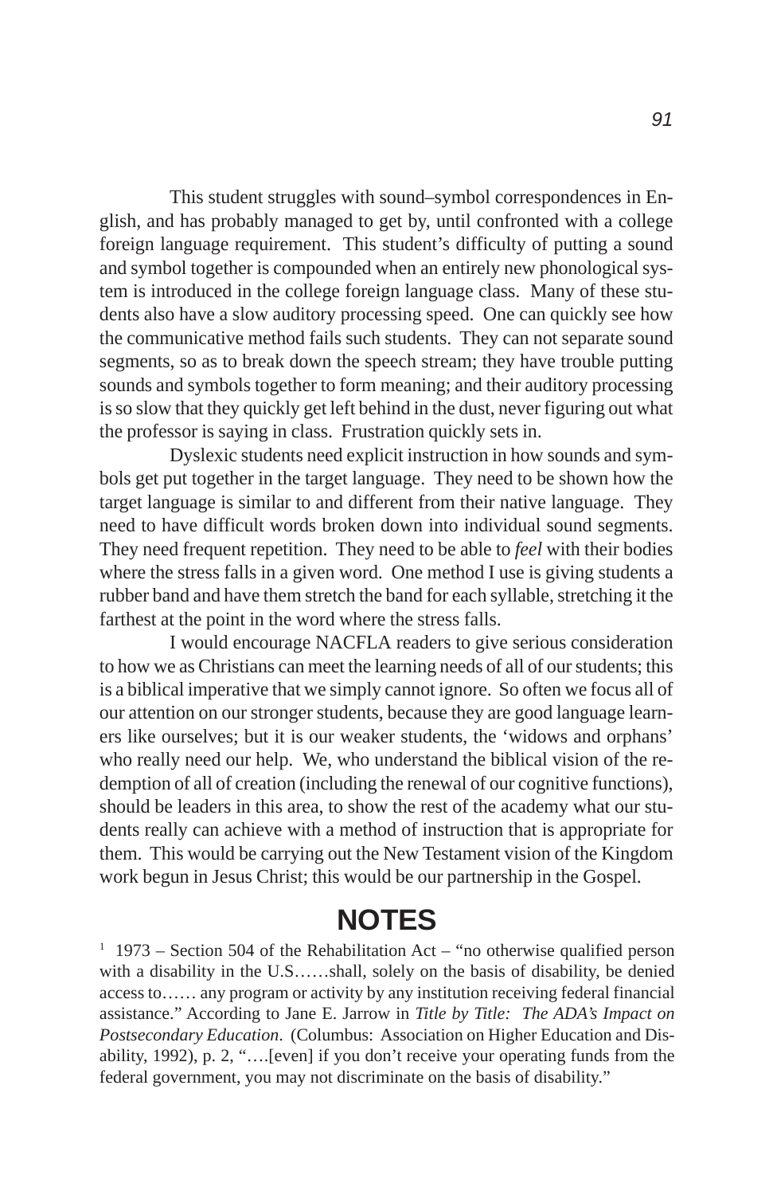This student struggles with sound–symbol correspondences in English, and has probably managed to get by, until confronted with a college foreign language requirement. This student's difficulty of putting a sound and symbol together is compounded when an entirely new phonological system is introduced in the college foreign language class. Many of these students also have a slow auditory processing speed. One can quickly see how the communicative method fails such students. They can not separate sound segments, so as to break down the speech stream; they have trouble putting sounds and symbols together to form meaning; and their auditory processing is so slow that they quickly get left behind in the dust, never figuring out what the professor is saying in class. Frustration quickly sets in.

Dyslexic students need explicit instruction in how sounds and symbols get put together in the target language. They need to be shown how the target language is similar to and different from their native language. They need to have difficult words broken down into individual sound segments. They need frequent repetition. They need to be able to *feel* with their bodies where the stress falls in a given word. One method I use is giving students a rubber band and have them stretch the band for each syllable, stretching it the farthest at the point in the word where the stress falls.

I would encourage NACFLA readers to give serious consideration to how we as Christians can meet the learning needs of all of our students; this is a biblical imperative that we simply cannot ignore. So often we focus all of our attention on our stronger students, because they are good language learners like ourselves; but it is our weaker students, the 'widows and orphans' who really need our help. We, who understand the biblical vision of the redemption of all of creation (including the renewal of our cognitive functions), should be leaders in this area, to show the rest of the academy what our students really can achieve with a method of instruction that is appropriate for them. This would be carrying out the New Testament vision of the Kingdom work begun in Jesus Christ; this would be our partnership in the Gospel.

# NOTES

[1] 1973 – Section 504 of the Rehabilitation Act – "no otherwise qualified person with a disability in the U.S……shall, solely on the basis of disability, be denied access to…… any program or activity by any institution receiving federal financial assistance." According to Jane E. Jarrow in *Title by Title: The ADA's Impact on Postsecondary Education*. (Columbus: Association on Higher Education and Disability, 1992), p. 2, "….[even] if you don't receive your operating funds from the federal government, you may not discriminate on the basis of disability."